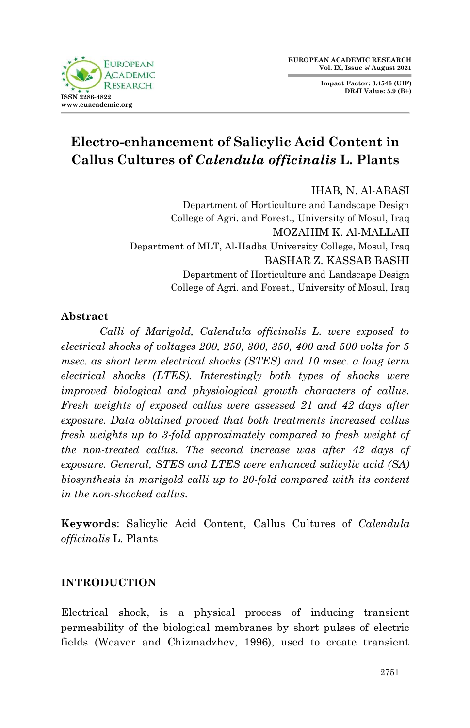# Electro-enhancement of Salicylic Acid Content in Callus Cultures of *Calendula officinalis* L. Plants

IHAB, N. Al-ABASI
Department of Horticulture and Landscape Design
College of Agri. and Forest., University of Mosul, Iraq

MOZAHIM K. Al-MALLAH
Department of MLT, Al-Hadba University College, Mosul, Iraq

BASHAR Z. KASSAB BASHI
Department of Horticulture and Landscape Design
College of Agri. and Forest., University of Mosul, Iraq

## Abstract

*Calli of Marigold, Calendula officinalis L. were exposed to electrical shocks of voltages 200, 250, 300, 350, 400 and 500 volts for 5 msec. as short term electrical shocks (STES) and 10 msec. a long term electrical shocks (LTES). Interestingly both types of shocks were improved biological and physiological growth characters of callus. Fresh weights of exposed callus were assessed 21 and 42 days after exposure. Data obtained proved that both treatments increased callus fresh weights up to 3-fold approximately compared to fresh weight of the non-treated callus. The second increase was after 42 days of exposure. General, STES and LTES were enhanced salicylic acid (SA) biosynthesis in marigold calli up to 20-fold compared with its content in the non-shocked callus.*

**Keywords**: Salicylic Acid Content, Callus Cultures of *Calendula officinalis* L. Plants

## INTRODUCTION

Electrical shock, is a physical process of inducing transient permeability of the biological membranes by short pulses of electric fields (Weaver and Chizmadzhev, 1996), used to create transient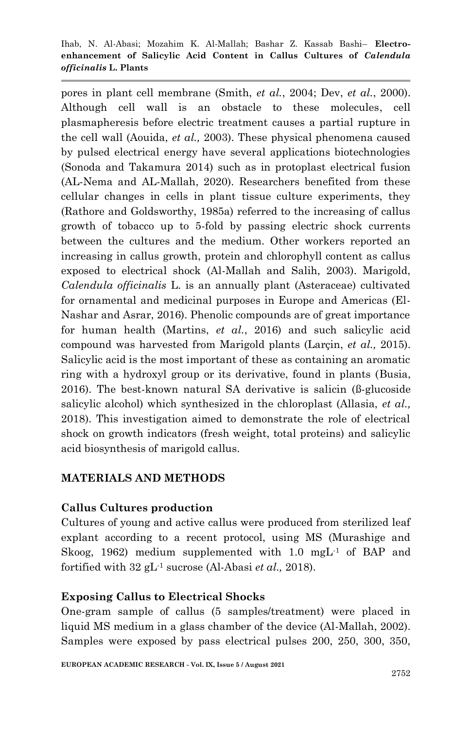pores in plant cell membrane (Smith, *et al.*, 2004; Dev, *et al.*, 2000). Although cell wall is an obstacle to these molecules, cell plasmapheresis before electric treatment causes a partial rupture in the cell wall (Aouida, *et al.,* 2003). These physical phenomena caused by pulsed electrical energy have several applications biotechnologies (Sonoda and Takamura 2014) such as in protoplast electrical fusion (AL-Nema and AL-Mallah, 2020). Researchers benefited from these cellular changes in cells in plant tissue culture experiments, they (Rathore and Goldsworthy, 1985a) referred to the increasing of callus growth of tobacco up to 5-fold by passing electric shock currents between the cultures and the medium. Other workers reported an increasing in callus growth, protein and chlorophyll content as callus exposed to electrical shock (Al-Mallah and Salih, 2003). Marigold, *Calendula officinalis* L. is an annually plant (Asteraceae) cultivated for ornamental and medicinal purposes in Europe and Americas (El-Nashar and Asrar, 2016). Phenolic compounds are of great importance for human health (Martins, *et al.*, 2016) and such salicylic acid compound was harvested from Marigold plants (Larçin, *et al.,* 2015). Salicylic acid is the most important of these as containing an aromatic ring with a hydroxyl group or its derivative, found in plants (Busia, 2016). The best-known natural SA derivative is salicin (ß-glucoside salicylic alcohol) which synthesized in the chloroplast (Allasia, *et al.,* 2018). This investigation aimed to demonstrate the role of electrical shock on growth indicators (fresh weight, total proteins) and salicylic acid biosynthesis of marigold callus.

## MATERIALS AND METHODS

### Callus Cultures production

Cultures of young and active callus were produced from sterilized leaf explant according to a recent protocol, using MS (Murashige and Skoog, 1962) medium supplemented with 1.0 $mgL^{-1}$ of BAP and fortified with 32 $gL^{-1}$ sucrose (Al-Abasi *et al.,* 2018).

### Exposing Callus to Electrical Shocks

One-gram sample of callus (5 samples/treatment) were placed in liquid MS medium in a glass chamber of the device (Al-Mallah, 2002). Samples were exposed by pass electrical pulses 200, 250, 300, 350,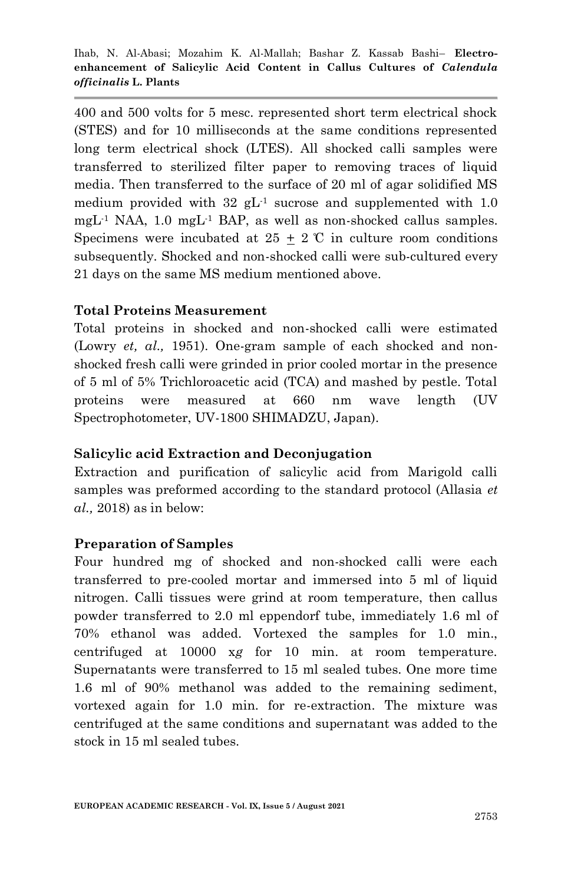400 and 500 volts for 5 mesc. represented short term electrical shock (STES) and for 10 milliseconds at the same conditions represented long term electrical shock (LTES). All shocked calli samples were transferred to sterilized filter paper to removing traces of liquid media. Then transferred to the surface of 20 ml of agar solidified MS medium provided with 32 $gL^{-1}$ sucrose and supplemented with 1.0 $mgL^{-1}$ NAA, 1.0 $mgL^{-1}$ BAP, as well as non-shocked callus samples. Specimens were incubated at 25 $\pm$ 2 ℃ in culture room conditions subsequently. Shocked and non-shocked calli were sub-cultured every 21 days on the same MS medium mentioned above.

**Total Proteins Measurement**

Total proteins in shocked and non-shocked calli were estimated (Lowry *et, al.,* 1951). One-gram sample of each shocked and non-shocked fresh calli were grinded in prior cooled mortar in the presence of 5 ml of 5% Trichloroacetic acid (TCA) and mashed by pestle. Total proteins were measured at 660 nm wave length (UV Spectrophotometer, UV-1800 SHIMADZU, Japan).

**Salicylic acid Extraction and Deconjugation**

Extraction and purification of salicylic acid from Marigold calli samples was preformed according to the standard protocol (Allasia *et al.,* 2018) as in below:

**Preparation of Samples**

Four hundred mg of shocked and non-shocked calli were each transferred to pre-cooled mortar and immersed into 5 ml of liquid nitrogen. Calli tissues were grind at room temperature, then callus powder transferred to 2.0 ml eppendorf tube, immediately 1.6 ml of 70% ethanol was added. Vortexed the samples for 1.0 min., centrifuged at 10000 x*g* for 10 min. at room temperature. Supernatants were transferred to 15 ml sealed tubes. One more time 1.6 ml of 90% methanol was added to the remaining sediment, vortexed again for 1.0 min. for re-extraction. The mixture was centrifuged at the same conditions and supernatant was added to the stock in 15 ml sealed tubes.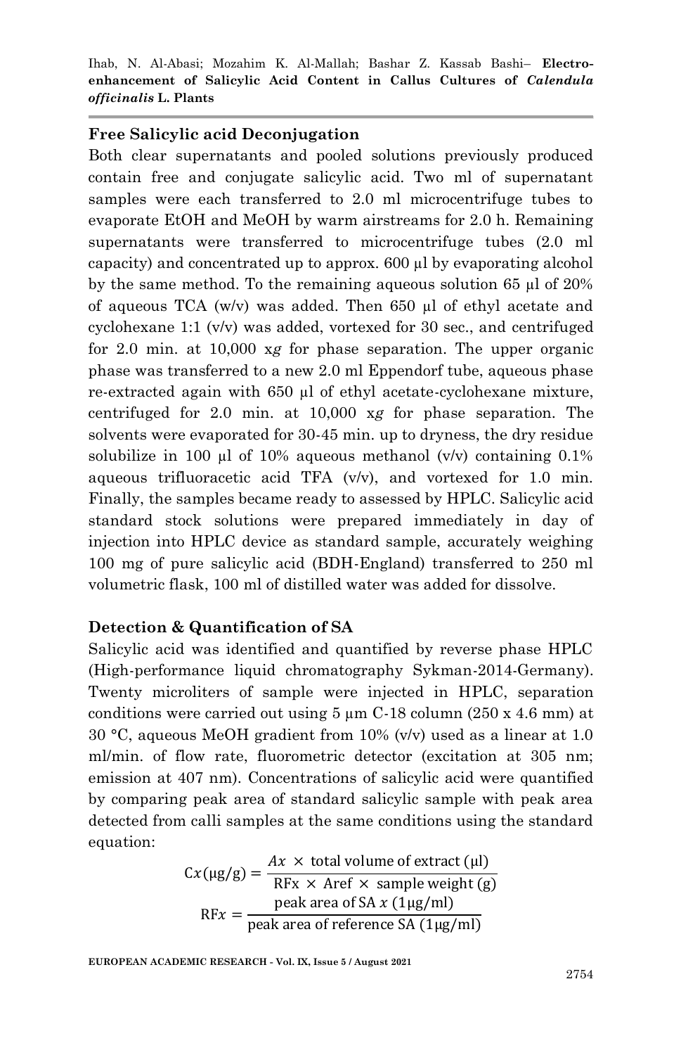## Free Salicylic acid Deconjugation

Both clear supernatants and pooled solutions previously produced contain free and conjugate salicylic acid. Two ml of supernatant samples were each transferred to 2.0 ml microcentrifuge tubes to evaporate EtOH and MeOH by warm airstreams for 2.0 h. Remaining supernatants were transferred to microcentrifuge tubes (2.0 ml capacity) and concentrated up to approx. 600 µl by evaporating alcohol by the same method. To the remaining aqueous solution 65 µl of 20% of aqueous TCA (w/v) was added. Then 650 µl of ethyl acetate and cyclohexane 1:1 (v/v) was added, vortexed for 30 sec., and centrifuged for 2.0 min. at 10,000 x*g* for phase separation. The upper organic phase was transferred to a new 2.0 ml Eppendorf tube, aqueous phase re-extracted again with 650 µl of ethyl acetate-cyclohexane mixture, centrifuged for 2.0 min. at 10,000 x*g* for phase separation. The solvents were evaporated for 30-45 min. up to dryness, the dry residue solubilize in 100 µl of 10% aqueous methanol (v/v) containing 0.1% aqueous trifluoracetic acid TFA (v/v), and vortexed for 1.0 min. Finally, the samples became ready to assessed by HPLC. Salicylic acid standard stock solutions were prepared immediately in day of injection into HPLC device as standard sample, accurately weighing 100 mg of pure salicylic acid (BDH-England) transferred to 250 ml volumetric flask, 100 ml of distilled water was added for dissolve.

## Detection & Quantification of SA

Salicylic acid was identified and quantified by reverse phase HPLC (High-performance liquid chromatography Sykman-2014-Germany). Twenty microliters of sample were injected in HPLC, separation conditions were carried out using 5 µm C-18 column (250 x 4.6 mm) at 30 °C, aqueous MeOH gradient from 10% (v/v) used as a linear at 1.0 ml/min. of flow rate, fluorometric detector (excitation at 305 nm; emission at 407 nm). Concentrations of salicylic acid were quantified by comparing peak area of standard salicylic sample with peak area detected from calli samples at the same conditions using the standard equation:

$$\mathrm{C}x(\mu\mathrm{g/g}) = \frac{Ax \times \text{total volume of extract } (\mu\mathrm{l})}{\mathrm{RFx} \times \mathrm{Aref} \times \text{ sample weight (g)}}$$

$$\mathrm{RF}x = \frac{\text{peak area of SA } x \text{ } (1\mu\mathrm{g/ml})}{\text{peak area of reference SA } (1\mu\mathrm{g/ml})}$$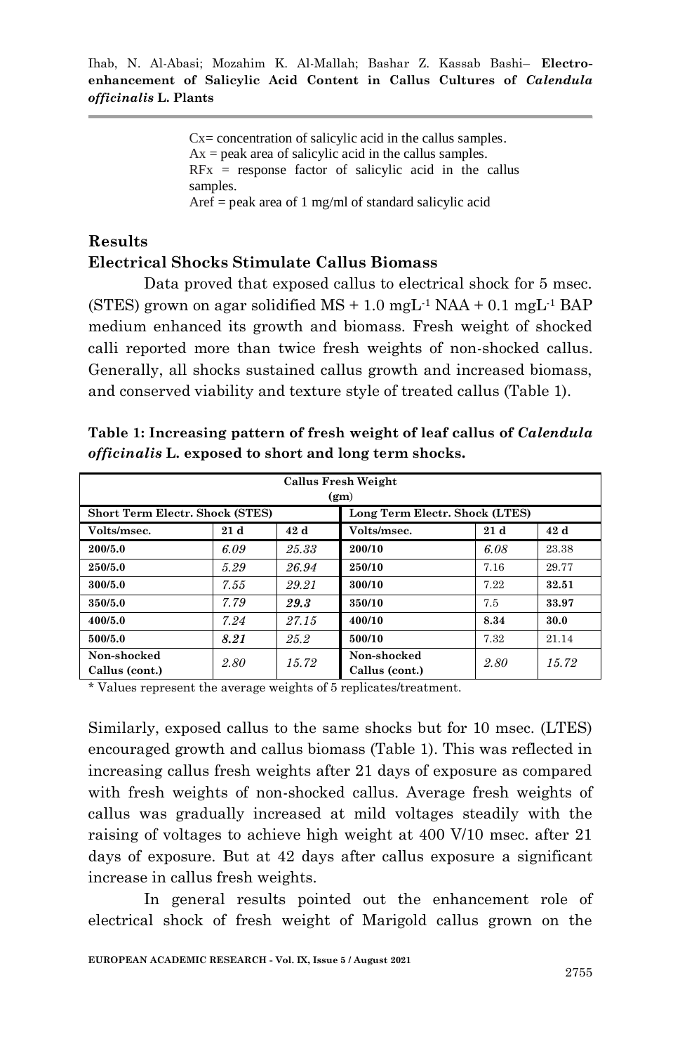Cx= concentration of salicylic acid in the callus samples.
Ax = peak area of salicylic acid in the callus samples.
RFx = response factor of salicylic acid in the callus samples.
Aref = peak area of 1 mg/ml of standard salicylic acid

## Results

### Electrical Shocks Stimulate Callus Biomass

Data proved that exposed callus to electrical shock for 5 msec. (STES) grown on agar solidified MS + 1.0 $mgL^{-1}$ NAA + 0.1 $mgL^{-1}$ BAP medium enhanced its growth and biomass. Fresh weight of shocked calli reported more than twice fresh weights of non-shocked callus. Generally, all shocks sustained callus growth and increased biomass, and conserved viability and texture style of treated callus (Table 1).

**Table 1: Increasing pattern of fresh weight of leaf callus of *Calendula officinalis* L. exposed to short and long term shocks.**

| Callus Fresh Weight (gm) | | | | | |
|---|---|---|---|---|---|
| **Short Term Electr. Shock (STES)** | | | **Long Term Electr. Shock (LTES)** | | |
| **Volts/msec.** | **21 d** | **42 d** | **Volts/msec.** | **21 d** | **42 d** |
| **200/5.0** | *6.09* | *25.33* | **200/10** | *6.08* | 23.38 |
| **250/5.0** | *5.29* | *26.94* | **250/10** | 7.16 | 29.77 |
| **300/5.0** | *7.55* | *29.21* | **300/10** | 7.22 | **32.51** |
| **350/5.0** | *7.79* | ***29.3*** | **350/10** | 7.5 | **33.97** |
| **400/5.0** | *7.24* | *27.15* | **400/10** | **8.34** | **30.0** |
| **500/5.0** | ***8.21*** | *25.2* | **500/10** | 7.32 | 21.14 |
| **Non-shocked Callus (cont.)** | *2.80* | *15.72* | **Non-shocked Callus (cont.)** | *2.80* | *15.72* |

\* Values represent the average weights of 5 replicates/treatment.

Similarly, exposed callus to the same shocks but for 10 msec. (LTES) encouraged growth and callus biomass (Table 1). This was reflected in increasing callus fresh weights after 21 days of exposure as compared with fresh weights of non-shocked callus. Average fresh weights of callus was gradually increased at mild voltages steadily with the raising of voltages to achieve high weight at 400 V/10 msec. after 21 days of exposure. But at 42 days after callus exposure a significant increase in callus fresh weights.

In general results pointed out the enhancement role of electrical shock of fresh weight of Marigold callus grown on the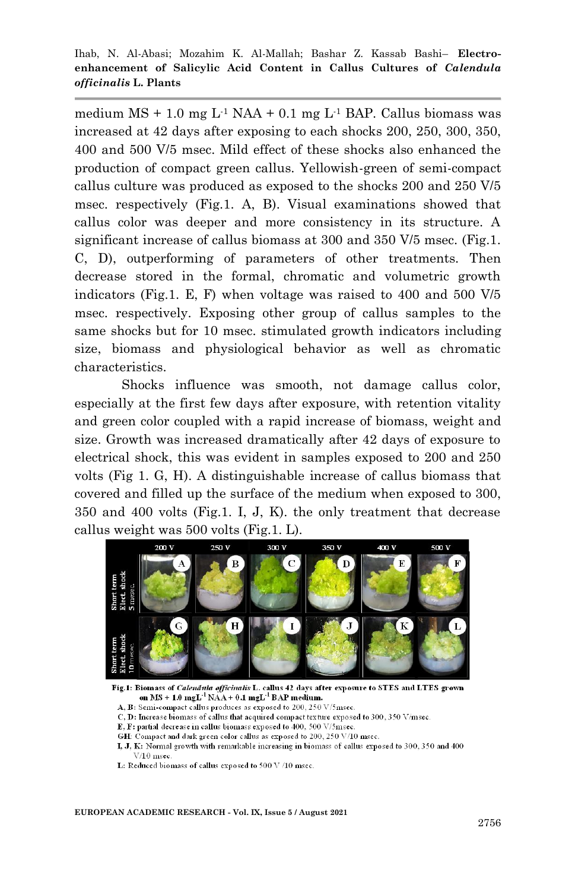medium MS + 1.0 mg $L^{-1}$ NAA + 0.1 mg $L^{-1}$ BAP. Callus biomass was increased at 42 days after exposing to each shocks 200, 250, 300, 350, 400 and 500 V/5 msec. Mild effect of these shocks also enhanced the production of compact green callus. Yellowish-green of semi-compact callus culture was produced as exposed to the shocks 200 and 250 V/5 msec. respectively (Fig.1. A, B). Visual examinations showed that callus color was deeper and more consistency in its structure. A significant increase of callus biomass at 300 and 350 V/5 msec. (Fig.1. C, D), outperforming of parameters of other treatments. Then decrease stored in the formal, chromatic and volumetric growth indicators (Fig.1. E, F) when voltage was raised to 400 and 500 V/5 msec. respectively. Exposing other group of callus samples to the same shocks but for 10 msec. stimulated growth indicators including size, biomass and physiological behavior as well as chromatic characteristics.

Shocks influence was smooth, not damage callus color, especially at the first few days after exposure, with retention vitality and green color coupled with a rapid increase of biomass, weight and size. Growth was increased dramatically after 42 days of exposure to electrical shock, this was evident in samples exposed to 200 and 250 volts (Fig 1. G, H). A distinguishable increase of callus biomass that covered and filled up the surface of the medium when exposed to 300, 350 and 400 volts (Fig.1. I, J, K). the only treatment that decrease callus weight was 500 volts (Fig.1. L).

**Fig.1: Biomass of *Calendula officinalis* L. callus 42 days after exposure to STES and LTES grown on MS + 1.0 mg$L^{-1}$ NAA + 0.1 mg$L^{-1}$ BAP medium.**

A, B: Semi-compact callus produces as exposed to 200, 250 V/5msec.
C, D: Increase biomass of callus that acquired compact texture exposed to 300, 350 V/msec.
E, F: partial decrease in callus biomass exposed to 400, 500 V/5msec.
G-H: Compact and dark green color callus as exposed to 200, 250 V/10 msec.
I, J, K: Normal growth with remarkable increasing in biomass of callus exposed to 300, 350 and 400 V/10 msec.
L: Reduced biomass of callus exposed to 500 V /10 msec.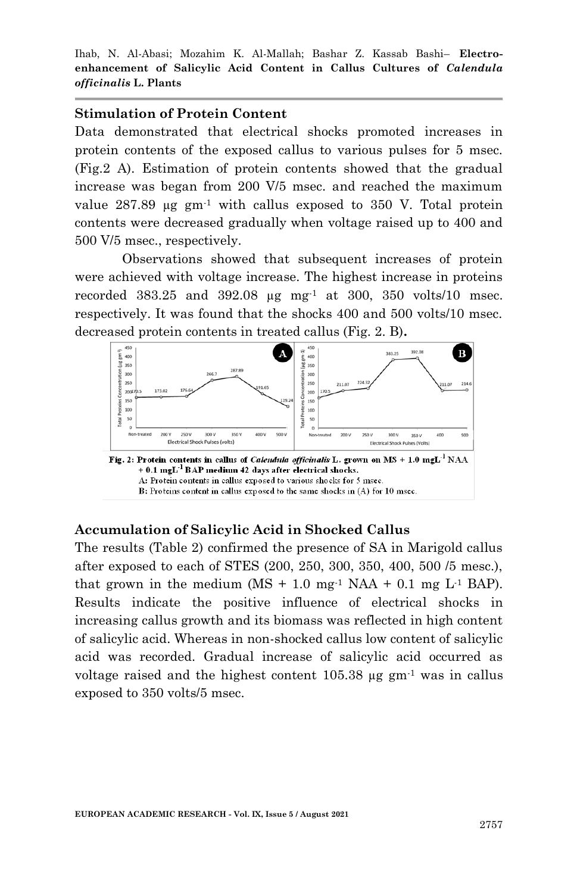## Stimulation of Protein Content

Data demonstrated that electrical shocks promoted increases in protein contents of the exposed callus to various pulses for 5 msec. (Fig.2 A). Estimation of protein contents showed that the gradual increase was began from 200 V/5 msec. and reached the maximum value 287.89 μg $gm^{-1}$ with callus exposed to 350 V. Total protein contents were decreased gradually when voltage raised up to 400 and 500 V/5 msec., respectively.

Observations showed that subsequent increases of protein were achieved with voltage increase. The highest increase in proteins recorded 383.25 and 392.08 μg $mg^{-1}$ at 300, 350 volts/10 msec. respectively. It was found that the shocks 400 and 500 volts/10 msec. decreased protein contents in treated callus (Fig. 2. B).

**Fig. 2: Protein contents in callus of *Calendula officinalis* L. grown on MS + 1.0 $mgL^{-1}$ NAA + 0.1 $mgL^{-1}$ BAP medium 42 days after electrical shocks.**
A: Protein contents in callus exposed to various shocks for 5 msec.
B: Proteins content in callus exposed to the same shocks in (A) for 10 msec.

## Accumulation of Salicylic Acid in Shocked Callus

The results (Table 2) confirmed the presence of SA in Marigold callus after exposed to each of STES (200, 250, 300, 350, 400, 500 /5 mesc.), that grown in the medium (MS + 1.0 $mg^{-1}$ NAA + 0.1 mg $L^{-1}$ BAP). Results indicate the positive influence of electrical shocks in increasing callus growth and its biomass was reflected in high content of salicylic acid. Whereas in non-shocked callus low content of salicylic acid was recorded. Gradual increase of salicylic acid occurred as voltage raised and the highest content 105.38 μg $gm^{-1}$ was in callus exposed to 350 volts/5 msec.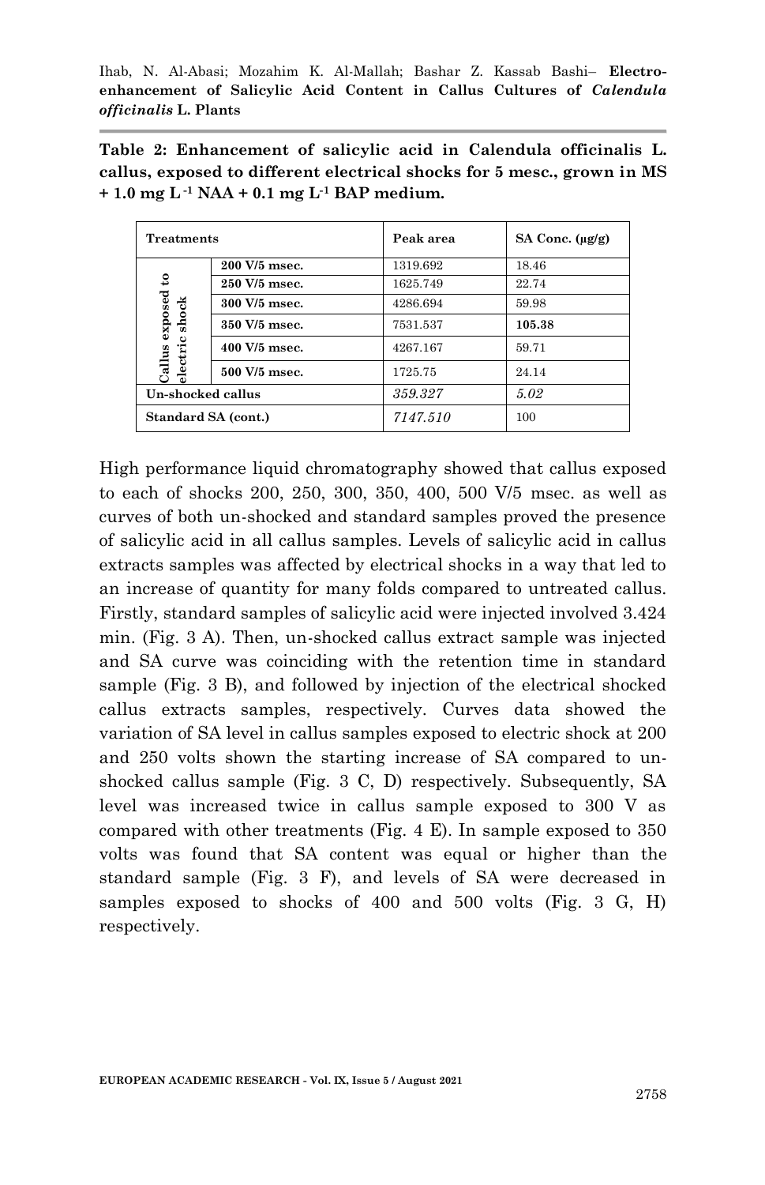**Table 2: Enhancement of salicylic acid in Calendula officinalis L. callus, exposed to different electrical shocks for 5 mesc., grown in MS + 1.0 mg L$^{-1}$ NAA + 0.1 mg L$^{-1}$ BAP medium.**

| Treatments | | Peak area | SA Conc. (μg/g) |
|---|---|---|---|
| Callus exposed to electric shock | **200 V/5 msec.** | 1319.692 | 18.46 |
| | **250 V/5 msec.** | 1625.749 | 22.74 |
| | **300 V/5 msec.** | 4286.694 | 59.98 |
| | **350 V/5 msec.** | 7531.537 | **105.38** |
| | **400 V/5 msec.** | 4267.167 | 59.71 |
| | **500 V/5 msec.** | 1725.75 | 24.14 |
| **Un-shocked callus** | | *359.327* | *5.02* |
| **Standard SA (cont.)** | | *7147.510* | 100 |

High performance liquid chromatography showed that callus exposed to each of shocks 200, 250, 300, 350, 400, 500 V/5 msec. as well as curves of both un-shocked and standard samples proved the presence of salicylic acid in all callus samples. Levels of salicylic acid in callus extracts samples was affected by electrical shocks in a way that led to an increase of quantity for many folds compared to untreated callus. Firstly, standard samples of salicylic acid were injected involved 3.424 min. (Fig. 3 A). Then, un-shocked callus extract sample was injected and SA curve was coinciding with the retention time in standard sample (Fig. 3 B), and followed by injection of the electrical shocked callus extracts samples, respectively. Curves data showed the variation of SA level in callus samples exposed to electric shock at 200 and 250 volts shown the starting increase of SA compared to un-shocked callus sample (Fig. 3 C, D) respectively. Subsequently, SA level was increased twice in callus sample exposed to 300 V as compared with other treatments (Fig. 4 E). In sample exposed to 350 volts was found that SA content was equal or higher than the standard sample (Fig. 3 F), and levels of SA were decreased in samples exposed to shocks of 400 and 500 volts (Fig. 3 G, H) respectively.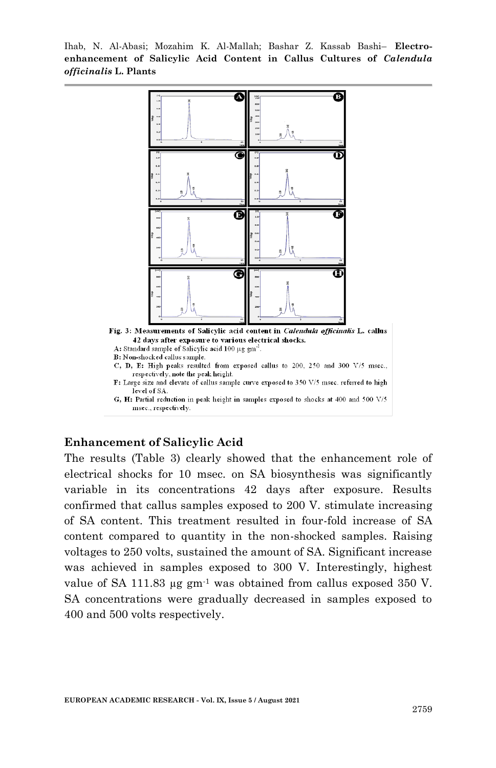Fig. 3: Measurements of Salicylic acid content in *Calendula officinalis* L. callus 42 days after exposure to various electrical shocks.

A: Standard sample of Salicylic acid 100 µg gm$^{-1}$.

B: Non-shocked callus sample.

C, D, E: High peaks resulted from exposed callus to 200, 250 and 300 V/5 msec., respectively, note the peak height.

F: Large size and elevate of callus sample curve exposed to 350 V/5 msec. referred to high level of SA.

G, H: Partial reduction in peak height in samples exposed to shocks at 400 and 500 V/5 msec., respectively.

## Enhancement of Salicylic Acid

The results (Table 3) clearly showed that the enhancement role of electrical shocks for 10 msec. on SA biosynthesis was significantly variable in its concentrations 42 days after exposure. Results confirmed that callus samples exposed to 200 V. stimulate increasing of SA content. This treatment resulted in four-fold increase of SA content compared to quantity in the non-shocked samples. Raising voltages to 250 volts, sustained the amount of SA. Significant increase was achieved in samples exposed to 300 V. Interestingly, highest value of SA 111.83 µg gm$^{-1}$ was obtained from callus exposed 350 V. SA concentrations were gradually decreased in samples exposed to 400 and 500 volts respectively.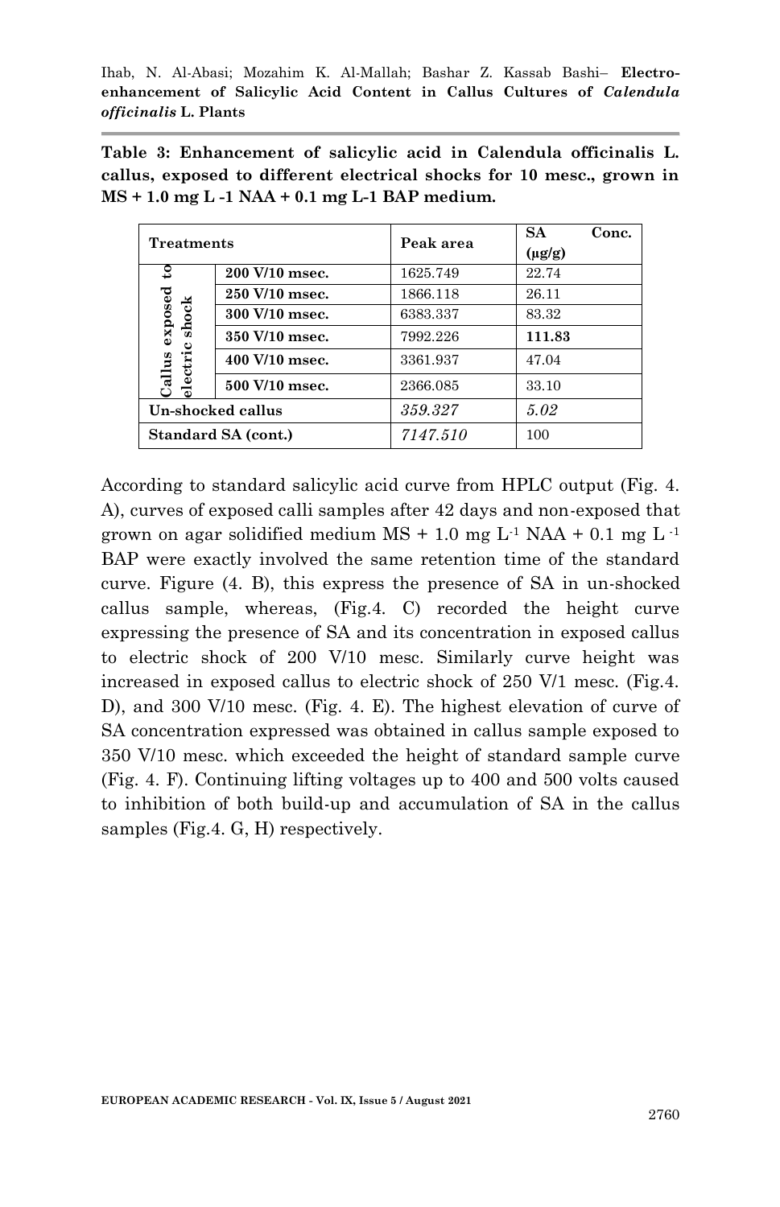**Table 3: Enhancement of salicylic acid in Calendula officinalis L. callus, exposed to different electrical shocks for 10 mesc., grown in MS + 1.0 mg L -1 NAA + 0.1 mg L-1 BAP medium.**

| Treatments | | Peak area | SA Conc. (µg/g) |
|---|---|---|---|
| Callus exposed to electric shock | **200 V/10 msec.** | 1625.749 | 22.74 |
| | **250 V/10 msec.** | 1866.118 | 26.11 |
| | **300 V/10 msec.** | 6383.337 | 83.32 |
| | **350 V/10 msec.** | 7992.226 | **111.83** |
| | **400 V/10 msec.** | 3361.937 | 47.04 |
| | **500 V/10 msec.** | 2366.085 | 33.10 |
| **Un-shocked callus** | | *359.327* | *5.02* |
| **Standard SA (cont.)** | | *7147.510* | 100 |

According to standard salicylic acid curve from HPLC output (Fig. 4. A), curves of exposed calli samples after 42 days and non-exposed that grown on agar solidified medium MS + 1.0 mg $L^{-1}$ NAA + 0.1 mg $L^{-1}$ BAP were exactly involved the same retention time of the standard curve. Figure (4. B), this express the presence of SA in un-shocked callus sample, whereas, (Fig.4. C) recorded the height curve expressing the presence of SA and its concentration in exposed callus to electric shock of 200 V/10 mesc. Similarly curve height was increased in exposed callus to electric shock of 250 V/1 mesc. (Fig.4. D), and 300 V/10 mesc. (Fig. 4. E). The highest elevation of curve of SA concentration expressed was obtained in callus sample exposed to 350 V/10 mesc. which exceeded the height of standard sample curve (Fig. 4. F). Continuing lifting voltages up to 400 and 500 volts caused to inhibition of both build-up and accumulation of SA in the callus samples (Fig.4. G, H) respectively.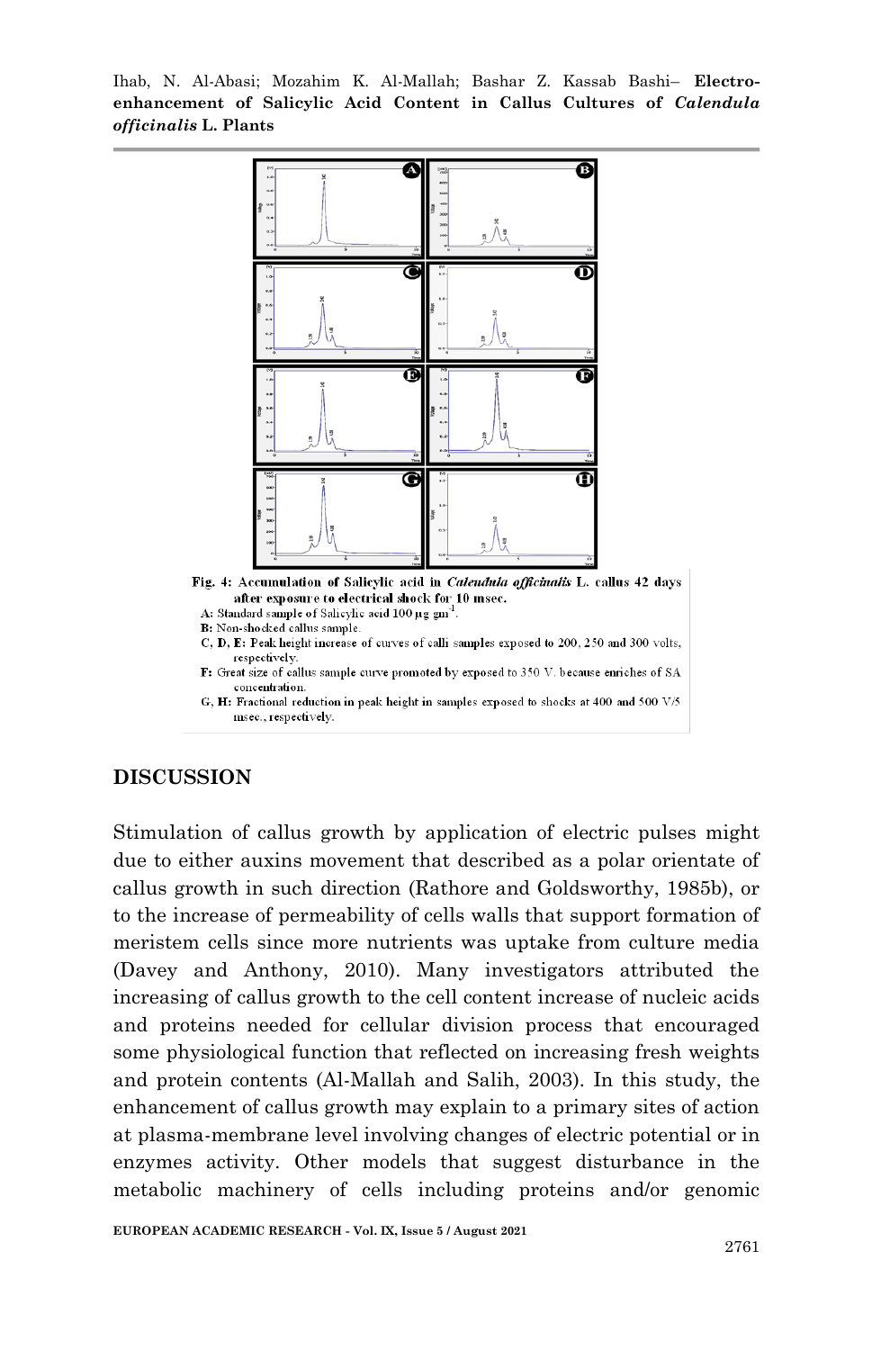Fig. 4: Accumulation of Salicylic acid in *Calendula officinalis* L. callus 42 days after exposure to electrical shock for 10 msec.

A: Standard sample of Salicylic acid 100 μg gm$^{-1}$.

B: Non-shocked callus sample.

C, D, E: Peak height increase of curves of calli samples exposed to 200, 250 and 300 volts, respectively.

F: Great size of callus sample curve promoted by exposed to 350 V. because enriches of SA concentration.

G, H: Fractional reduction in peak height in samples exposed to shocks at 400 and 500 V/5 msec., respectively.

## DISCUSSION

Stimulation of callus growth by application of electric pulses might due to either auxins movement that described as a polar orientate of callus growth in such direction (Rathore and Goldsworthy, 1985b), or to the increase of permeability of cells walls that support formation of meristem cells since more nutrients was uptake from culture media (Davey and Anthony, 2010). Many investigators attributed the increasing of callus growth to the cell content increase of nucleic acids and proteins needed for cellular division process that encouraged some physiological function that reflected on increasing fresh weights and protein contents (Al-Mallah and Salih, 2003). In this study, the enhancement of callus growth may explain to a primary sites of action at plasma-membrane level involving changes of electric potential or in enzymes activity. Other models that suggest disturbance in the metabolic machinery of cells including proteins and/or genomic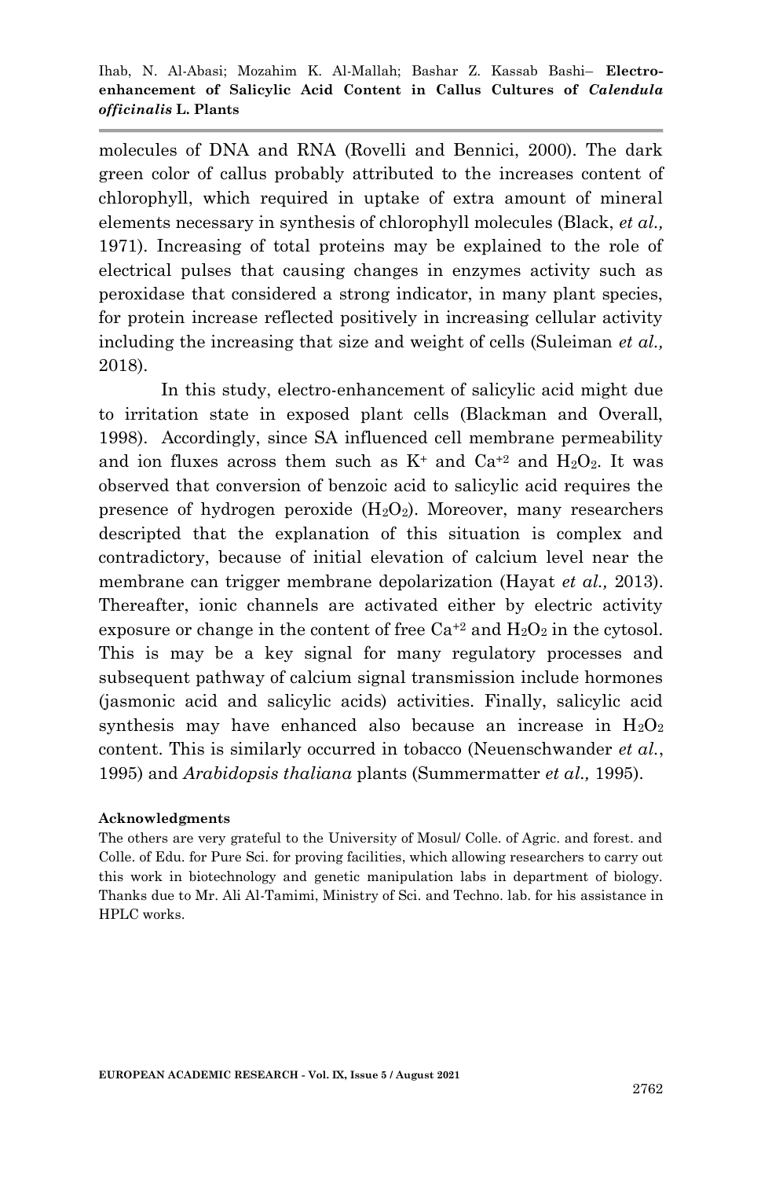molecules of DNA and RNA (Rovelli and Bennici, 2000). The dark green color of callus probably attributed to the increases content of chlorophyll, which required in uptake of extra amount of mineral elements necessary in synthesis of chlorophyll molecules (Black, *et al.,* 1971). Increasing of total proteins may be explained to the role of electrical pulses that causing changes in enzymes activity such as peroxidase that considered a strong indicator, in many plant species, for protein increase reflected positively in increasing cellular activity including the increasing that size and weight of cells (Suleiman *et al.,* 2018).

In this study, electro-enhancement of salicylic acid might due to irritation state in exposed plant cells (Blackman and Overall, 1998). Accordingly, since SA influenced cell membrane permeability and ion fluxes across them such as $K^+$ and $Ca^{+2}$ and $H_2O_2$. It was observed that conversion of benzoic acid to salicylic acid requires the presence of hydrogen peroxide ($H_2O_2$). Moreover, many researchers descripted that the explanation of this situation is complex and contradictory, because of initial elevation of calcium level near the membrane can trigger membrane depolarization (Hayat *et al.,* 2013). Thereafter, ionic channels are activated either by electric activity exposure or change in the content of free $Ca^{+2}$ and $H_2O_2$ in the cytosol. This is may be a key signal for many regulatory processes and subsequent pathway of calcium signal transmission include hormones (jasmonic acid and salicylic acids) activities. Finally, salicylic acid synthesis may have enhanced also because an increase in $H_2O_2$ content. This is similarly occurred in tobacco (Neuenschwander *et al.*, 1995) and *Arabidopsis thaliana* plants (Summermatter *et al.,* 1995).

**Acknowledgments**

The others are very grateful to the University of Mosul/ Colle. of Agric. and forest. and Colle. of Edu. for Pure Sci. for proving facilities, which allowing researchers to carry out this work in biotechnology and genetic manipulation labs in department of biology. Thanks due to Mr. Ali Al-Tamimi, Ministry of Sci. and Techno. lab. for his assistance in HPLC works.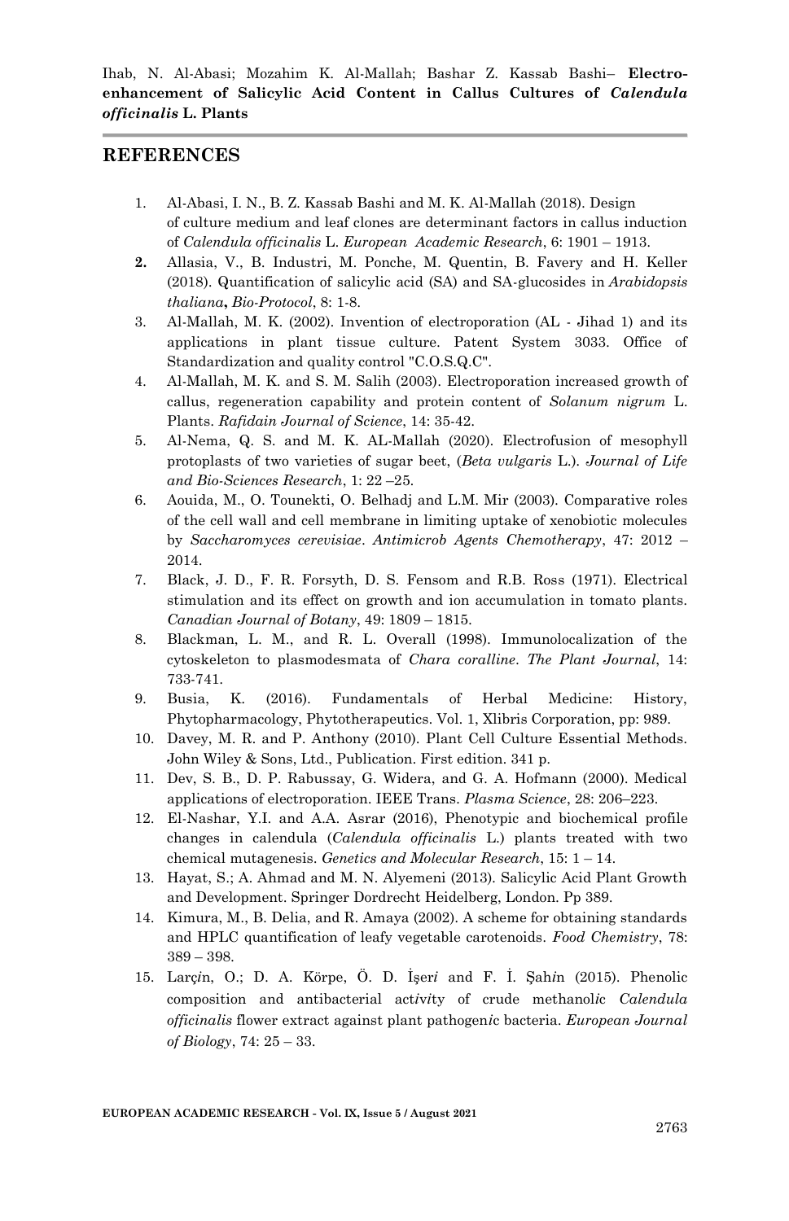## REFERENCES

1. Al-Abasi, I. N., B. Z. Kassab Bashi and M. K. Al-Mallah (2018). Design of culture medium and leaf clones are determinant factors in callus induction of *Calendula officinalis* L. *European Academic Research*, 6: 1901 – 1913.
2. Allasia, V., B. Industri, M. Ponche, M. Quentin, B. Favery and H. Keller (2018). Quantification of salicylic acid (SA) and SA-glucosides in *Arabidopsis thaliana***,** *Bio-Protocol*, 8: 1-8.
3. Al-Mallah, M. K. (2002). Invention of electroporation (AL - Jihad 1) and its applications in plant tissue culture. Patent System 3033. Office of Standardization and quality control "C.O.S.Q.C".
4. Al-Mallah, M. K. and S. M. Salih (2003). Electroporation increased growth of callus, regeneration capability and protein content of *Solanum nigrum* L. Plants. *Rafidain Journal of Science*, 14: 35-42.
5. Al-Nema, Q. S. and M. K. AL-Mallah (2020). Electrofusion of mesophyll protoplasts of two varieties of sugar beet, (*Beta vulgaris* L.). *Journal of Life and Bio-Sciences Research*, 1: 22 –25.
6. Aouida, M., O. Tounekti, O. Belhadj and L.M. Mir (2003). Comparative roles of the cell wall and cell membrane in limiting uptake of xenobiotic molecules by *Saccharomyces cerevisiae*. *Antimicrob Agents Chemotherapy*, 47: 2012 – 2014.
7. Black, J. D., F. R. Forsyth, D. S. Fensom and R.B. Ross (1971). Electrical stimulation and its effect on growth and ion accumulation in tomato plants. *Canadian Journal of Botany*, 49: 1809 – 1815.
8. Blackman, L. M., and R. L. Overall (1998). Immunolocalization of the cytoskeleton to plasmodesmata of *Chara coralline*. *The Plant Journal*, 14: 733-741.
9. Busia, K. (2016). Fundamentals of Herbal Medicine: History, Phytopharmacology, Phytotherapeutics. Vol. 1, Xlibris Corporation, pp: 989.
10. Davey, M. R. and P. Anthony (2010). Plant Cell Culture Essential Methods. John Wiley & Sons, Ltd., Publication. First edition. 341 p.
11. Dev, S. B., D. P. Rabussay, G. Widera, and G. A. Hofmann (2000). Medical applications of electroporation. IEEE Trans. *Plasma Science*, 28: 206–223.
12. El-Nashar, Y.I. and A.A. Asrar (2016), Phenotypic and biochemical profile changes in calendula (*Calendula officinalis* L.) plants treated with two chemical mutagenesis. *Genetics and Molecular Research*, 15: 1 – 14.
13. Hayat, S.; A. Ahmad and M. N. Alyemeni (2013). Salicylic Acid Plant Growth and Development. Springer Dordrecht Heidelberg, London. Pp 389.
14. Kimura, M., B. Delia, and R. Amaya (2002). A scheme for obtaining standards and HPLC quantification of leafy vegetable carotenoids. *Food Chemistry*, 78: 389 – 398.
15. Larçin, O.; D. A. Körpe, Ö. D. İşeri and F. İ. Şahin (2015). Phenolic composition and antibacterial activity of crude methanolic *Calendula officinalis* flower extract against plant pathogenic bacteria. *European Journal of Biology*, 74: 25 – 33.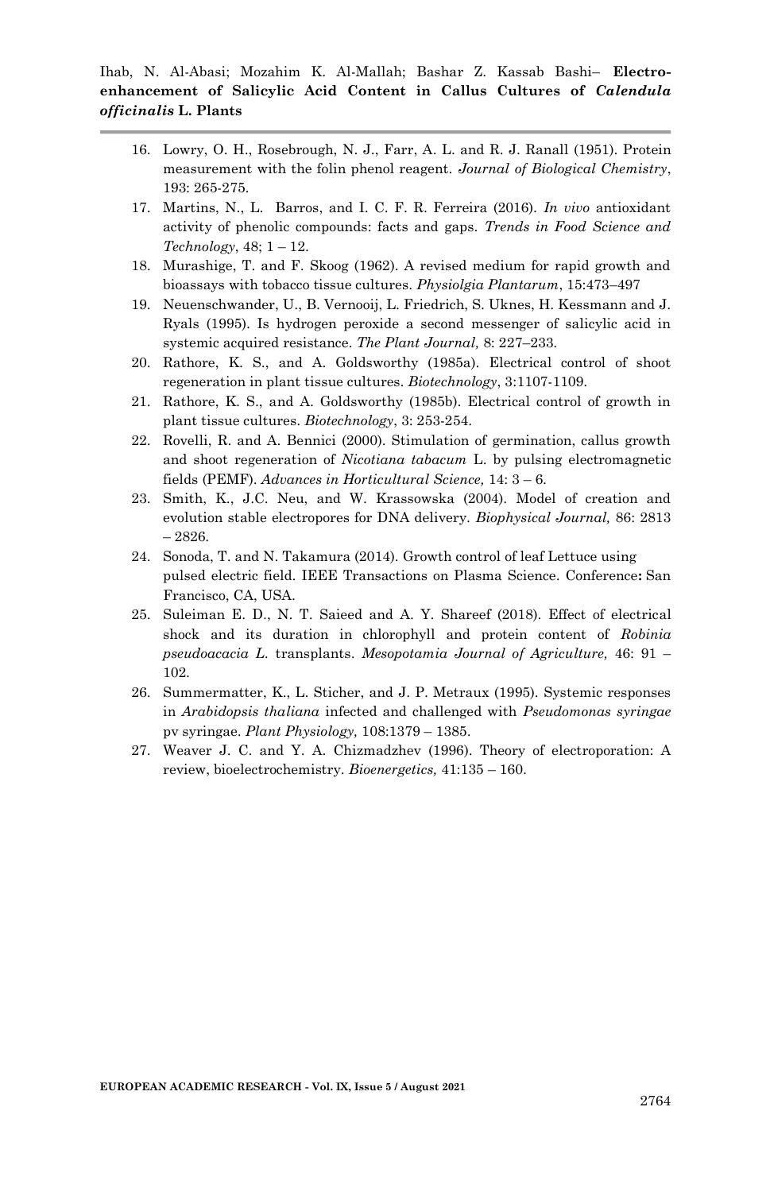16. Lowry, O. H., Rosebrough, N. J., Farr, A. L. and R. J. Ranall (1951). Protein measurement with the folin phenol reagent. *Journal of Biological Chemistry*, 193: 265-275.
17. Martins, N., L. Barros, and I. C. F. R. Ferreira (2016). *In vivo* antioxidant activity of phenolic compounds: facts and gaps. *Trends in Food Science and Technology*, 48; 1 – 12.
18. Murashige, T. and F. Skoog (1962). A revised medium for rapid growth and bioassays with tobacco tissue cultures. *Physiolgia Plantarum*, 15:473–497
19. Neuenschwander, U., B. Vernooij, L. Friedrich, S. Uknes, H. Kessmann and J. Ryals (1995). Is hydrogen peroxide a second messenger of salicylic acid in systemic acquired resistance. *The Plant Journal,* 8: 227–233.
20. Rathore, K. S., and A. Goldsworthy (1985a). Electrical control of shoot regeneration in plant tissue cultures. *Biotechnology*, 3:1107-1109.
21. Rathore, K. S., and A. Goldsworthy (1985b). Electrical control of growth in plant tissue cultures. *Biotechnology*, 3: 253-254.
22. Rovelli, R. and A. Bennici (2000). Stimulation of germination, callus growth and shoot regeneration of *Nicotiana tabacum* L. by pulsing electromagnetic fields (PEMF). *Advances in Horticultural Science,* 14: 3 – 6.
23. Smith, K., J.C. Neu, and W. Krassowska (2004). Model of creation and evolution stable electropores for DNA delivery. *Biophysical Journal,* 86: 2813 – 2826.
24. Sonoda, T. and N. Takamura (2014). Growth control of leaf Lettuce using pulsed electric field. IEEE Transactions on Plasma Science. Conference**:** San Francisco, CA, USA.
25. Suleiman E. D., N. T. Saieed and A. Y. Shareef (2018). Effect of electrical shock and its duration in chlorophyll and protein content of *Robinia pseudoacacia L.* transplants. *Mesopotamia Journal of Agriculture,* 46: 91 – 102.
26. Summermatter, K., L. Sticher, and J. P. Metraux (1995). Systemic responses in *Arabidopsis thaliana* infected and challenged with *Pseudomonas syringae* pv syringae. *Plant Physiology,* 108:1379 – 1385.
27. Weaver J. C. and Y. A. Chizmadzhev (1996). Theory of electroporation: A review, bioelectrochemistry. *Bioenergetics,* 41:135 – 160.